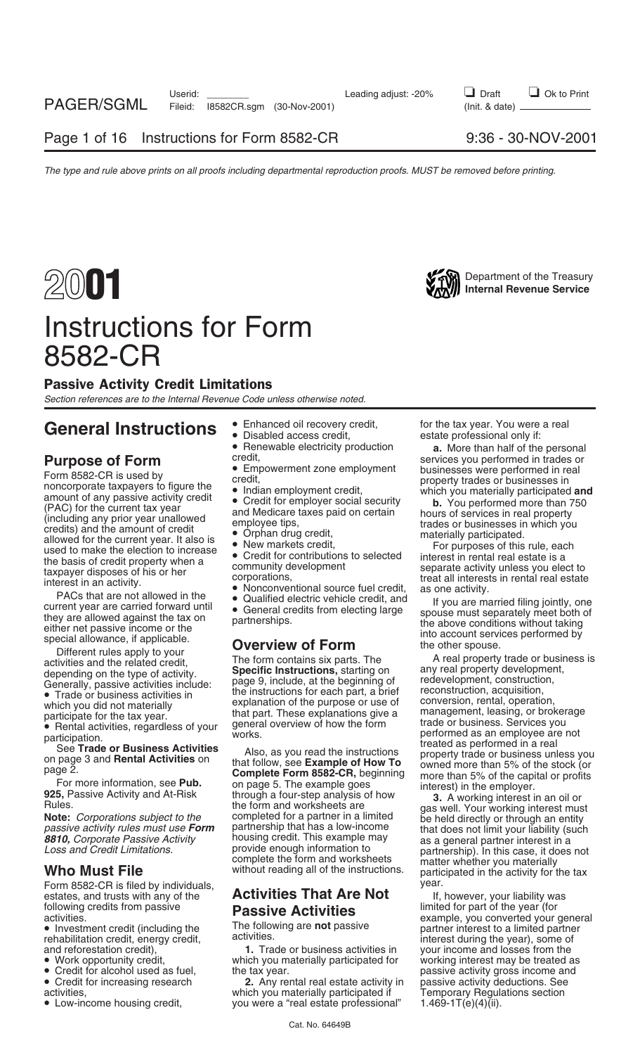# 2001 Instructions for Form 8582-CR

Department of the Treasury
Internal Revenue Service

## Passive Activity Credit Limitations

*Section references are to the Internal Revenue Code unless otherwise noted.*

# General Instructions

## Purpose of Form

Form 8582-CR is used by noncorporate taxpayers to figure the amount of any passive activity credit (PAC) for the current tax year (including any prior year unallowed credits) and the amount of credit allowed for the current year. It also is used to make the election to increase the basis of credit property when a taxpayer disposes of his or her interest in an activity.

PACs that are not allowed in the current year are carried forward until they are allowed against the tax on either net passive income or the special allowance, if applicable.

Different rules apply to your activities and the related credit, depending on the type of activity. Generally, passive activities include:

- Trade or business activities in which you did not materially participate for the tax year.
- Rental activities, regardless of your participation.

See **Trade or Business Activities** on page 3 and **Rental Activities** on page 2.

For more information, see **Pub. 925,** Passive Activity and At-Risk Rules.

**Note:** *Corporations subject to the passive activity rules must use* ***Form 8810,*** *Corporate Passive Activity Loss and Credit Limitations.*

## Who Must File

Form 8582-CR is filed by individuals, estates, and trusts with any of the following credits from passive activities.

- Investment credit (including the rehabilitation credit, energy credit, and reforestation credit),
- Work opportunity credit,
- Credit for alcohol used as fuel,
- Credit for increasing research activities,
- Low-income housing credit,
- Enhanced oil recovery credit,
- Disabled access credit,
- Renewable electricity production credit,
- Empowerment zone employment credit,
- Indian employment credit,
- Credit for employer social security and Medicare taxes paid on certain employee tips,
- Orphan drug credit,
- New markets credit,
- Credit for contributions to selected community development corporations,
- Nonconventional source fuel credit,
- Qualified electric vehicle credit, and
- General credits from electing large partnerships.

## Overview of Form

The form contains six parts. The **Specific Instructions,** starting on page 9, include, at the beginning of the instructions for each part, a brief explanation of the purpose or use of that part. These explanations give a general overview of how the form works.

Also, as you read the instructions that follow, see **Example of How To Complete Form 8582-CR,** beginning on page 5. The example goes through a four-step analysis of how the form and worksheets are completed for a partner in a limited partnership that has a low-income housing credit. This example may provide enough information to complete the form and worksheets without reading all of the instructions.

## Activities That Are Not Passive Activities

The following are **not** passive activities.

**1.** Trade or business activities in which you materially participated for the tax year.

**2.** Any rental real estate activity in which you materially participated if you were a "real estate professional" for the tax year. You were a real estate professional only if:

**a.** More than half of the personal services you performed in trades or businesses were performed in real property trades or businesses in which you materially participated **and**

**b.** You performed more than 750 hours of services in real property trades or businesses in which you materially participated.

For purposes of this rule, each interest in rental real estate is a separate activity unless you elect to treat all interests in rental real estate as one activity.

If you are married filing jointly, one spouse must separately meet both of the above conditions without taking into account services performed by the other spouse.

A real property trade or business is any real property development, redevelopment, construction, reconstruction, acquisition, conversion, rental, operation, management, leasing, or brokerage trade or business. Services you performed as an employee are not treated as performed in a real property trade or business unless you owned more than 5% of the stock (or more than 5% of the capital or profits interest) in the employer.

**3.** A working interest in an oil or gas well. Your working interest must be held directly or through an entity that does not limit your liability (such as a general partner interest in a partnership). In this case, it does not matter whether you materially participated in the activity for the tax year.

If, however, your liability was limited for part of the year (for example, you converted your general partner interest to a limited partner interest during the year), some of your income and losses from the working interest may be treated as passive activity gross income and passive activity deductions. See Temporary Regulations section 1.469-1T(e)(4)(ii).

Cat. No. 64649B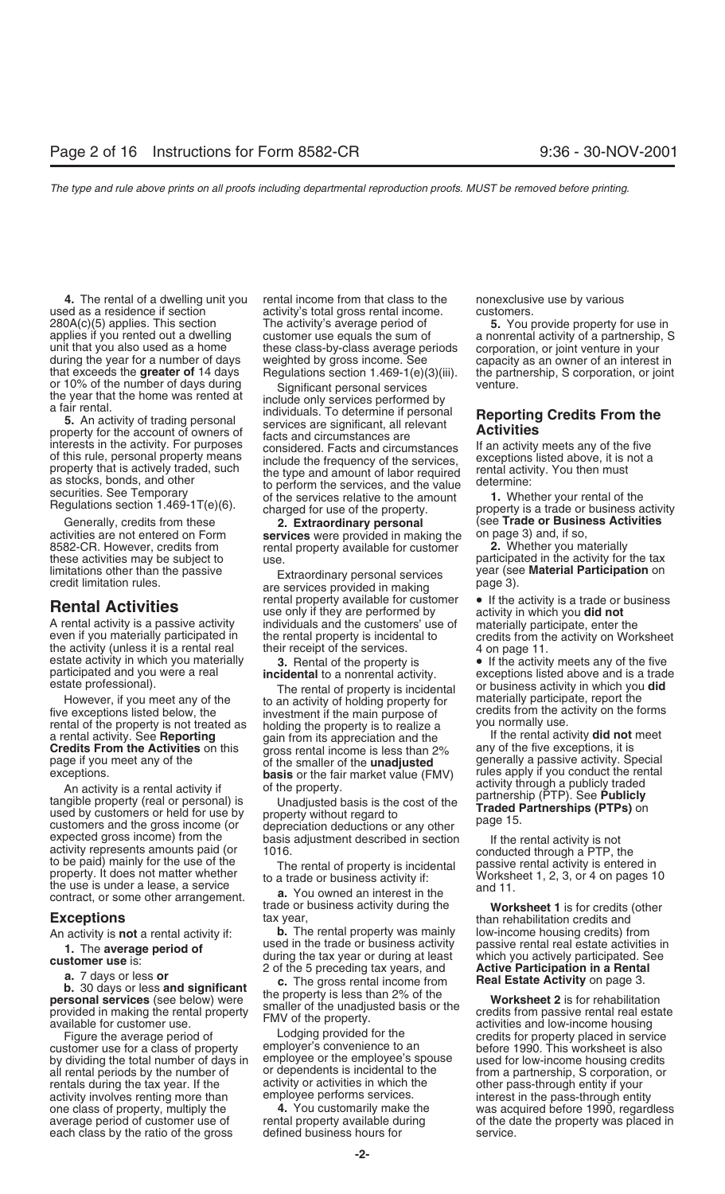**4.** The rental of a dwelling unit you used as a residence if section 280A(c)(5) applies. This section applies if you rented out a dwelling unit that you also used as a home during the year for a number of days that exceeds the **greater of** 14 days or 10% of the number of days during the year that the home was rented at a fair rental.

**5.** An activity of trading personal property for the account of owners of interests in the activity. For purposes of this rule, personal property means property that is actively traded, such as stocks, bonds, and other securities. See Temporary Regulations section 1.469-1T(e)(6).

Generally, credits from these activities are not entered on Form 8582-CR. However, credits from these activities may be subject to limitations other than the passive credit limitation rules.

## Rental Activities

A rental activity is a passive activity even if you materially participated in the activity (unless it is a rental real estate activity in which you materially participated and you were a real estate professional).

However, if you meet any of the five exceptions listed below, the rental of the property is not treated as a rental activity. See **Reporting Credits From the Activities** on this page if you meet any of the exceptions.

An activity is a rental activity if tangible property (real or personal) is used by customers or held for use by customers and the gross income (or expected gross income) from the activity represents amounts paid (or to be paid) mainly for the use of the property. It does not matter whether the use is under a lease, a service contract, or some other arrangement.

### Exceptions

An activity is **not** a rental activity if:

**1.** The **average period of customer use** is:

**a.** 7 days or less **or**

**b.** 30 days or less **and significant personal services** (see below) were provided in making the rental property available for customer use.

Figure the average period of customer use for a class of property by dividing the total number of days in all rental periods by the number of rentals during the tax year. If the activity involves renting more than one class of property, multiply the average period of customer use of each class by the ratio of the gross rental income from that class to the activity's total gross rental income. The activity's average period of customer use equals the sum of these class-by-class average periods weighted by gross income. See Regulations section 1.469-1(e)(3)(iii).

Significant personal services include only services performed by individuals. To determine if personal services are significant, all relevant facts and circumstances are considered. Facts and circumstances include the frequency of the services, the type and amount of labor required to perform the services, and the value of the services relative to the amount charged for use of the property.

**2. Extraordinary personal services** were provided in making the rental property available for customer use.

Extraordinary personal services are services provided in making rental property available for customer use only if they are performed by individuals and the customers' use of the rental property is incidental to their receipt of the services.

**3.** Rental of the property is **incidental** to a nonrental activity.

The rental of property is incidental to an activity of holding property for investment if the main purpose of holding the property is to realize a gain from its appreciation and the gross rental income is less than 2% of the smaller of the **unadjusted basis** or the fair market value (FMV) of the property.

Unadjusted basis is the cost of the property without regard to depreciation deductions or any other basis adjustment described in section 1016.

The rental of property is incidental to a trade or business activity if:

**a.** You owned an interest in the trade or business activity during the tax year,

**b.** The rental property was mainly used in the trade or business activity during the tax year or during at least 2 of the 5 preceding tax years, and

**c.** The gross rental income from the property is less than 2% of the smaller of the unadjusted basis or the FMV of the property.

Lodging provided for the employer's convenience to an employee or the employee's spouse or dependents is incidental to the activity or activities in which the employee performs services.

**4.** You customarily make the rental property available during defined business hours for nonexclusive use by various customers.

**5.** You provide property for use in a nonrental activity of a partnership, S corporation, or joint venture in your capacity as an owner of an interest in the partnership, S corporation, or joint venture.

## Reporting Credits From the Activities

If an activity meets any of the five exceptions listed above, it is not a rental activity. You then must determine:

**1.** Whether your rental of the property is a trade or business activity (see **Trade or Business Activities** on page 3) and, if so,

**2.** Whether you materially participated in the activity for the tax year (see **Material Participation** on page 3).

- If the activity is a trade or business activity in which you **did not** materially participate, enter the credits from the activity on Worksheet 4 on page 11.
- If the activity meets any of the five exceptions listed above and is a trade or business activity in which you **did** materially participate, report the credits from the activity on the forms you normally use.

If the rental activity **did not** meet any of the five exceptions, it is generally a passive activity. Special rules apply if you conduct the rental activity through a publicly traded partnership (PTP). See **Publicly Traded Partnerships (PTPs)** on page 15.

If the rental activity is not conducted through a PTP, the passive rental activity is entered in Worksheet 1, 2, 3, or 4 on pages 10 and 11.

**Worksheet 1** is for credits (other than rehabilitation credits and low-income housing credits) from passive rental real estate activities in which you actively participated. See **Active Participation in a Rental Real Estate Activity** on page 3.

**Worksheet 2** is for rehabilitation credits from passive rental real estate activities and low-income housing credits for property placed in service before 1990. This worksheet is also used for low-income housing credits from a partnership, S corporation, or other pass-through entity if your interest in the pass-through entity was acquired before 1990, regardless of the date the property was placed in service.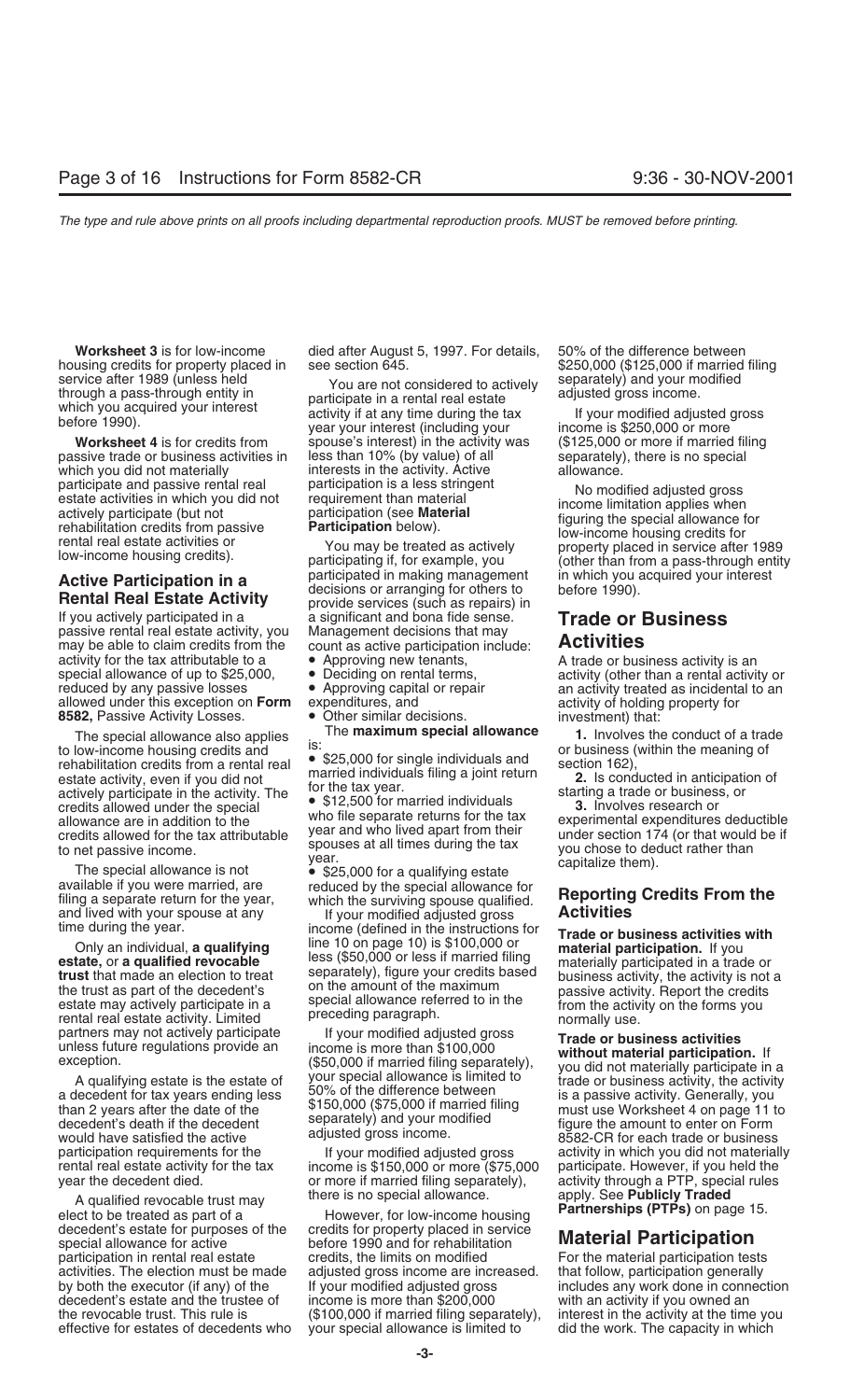**Worksheet 3** is for low-income housing credits for property placed in service after 1989 (unless held through a pass-through entity in which you acquired your interest before 1990).

**Worksheet 4** is for credits from passive trade or business activities in which you did not materially participate and passive rental real estate activities in which you did not actively participate (but not rehabilitation credits from passive rental real estate activities or low-income housing credits).

## Active Participation in a Rental Real Estate Activity

If you actively participated in a passive rental real estate activity, you may be able to claim credits from the activity for the tax attributable to a special allowance of up to $25,000, reduced by any passive losses allowed under this exception on **Form 8582,** Passive Activity Losses.

The special allowance also applies to low-income housing credits and rehabilitation credits from a rental real estate activity, even if you did not actively participate in the activity. The credits allowed under the special allowance are in addition to the credits allowed for the tax attributable to net passive income.

The special allowance is not available if you were married, are filing a separate return for the year, and lived with your spouse at any time during the year.

Only an individual, **a qualifying estate,** or **a qualified revocable trust** that made an election to treat the trust as part of the decedent's estate may actively participate in a rental real estate activity. Limited partners may not actively participate unless future regulations provide an exception.

A qualifying estate is the estate of a decedent for tax years ending less than 2 years after the date of the decedent's death if the decedent would have satisfied the active participation requirements for the rental real estate activity for the tax year the decedent died.

A qualified revocable trust may elect to be treated as part of a decedent's estate for purposes of the special allowance for active participation in rental real estate activities. The election must be made by both the executor (if any) of the decedent's estate and the trustee of the revocable trust. This rule is effective for estates of decedents who died after August 5, 1997. For details, see section 645.

You are not considered to actively participate in a rental real estate activity if at any time during the tax year your interest (including your spouse's interest) in the activity was less than 10% (by value) of all interests in the activity. Active participation is a less stringent requirement than material participation (see **Material Participation** below).

You may be treated as actively participating if, for example, you participated in making management decisions or arranging for others to provide services (such as repairs) in a significant and bona fide sense. Management decisions that may count as active participation include:

- Approving new tenants,
- Deciding on rental terms,
- Approving capital or repair expenditures, and
- Other similar decisions.

The **maximum special allowance** is:

- $25,000 for single individuals and married individuals filing a joint return for the tax year.
- $12,500 for married individuals who file separate returns for the tax year and who lived apart from their spouses at all times during the tax year.
- $25,000 for a qualifying estate reduced by the special allowance for which the surviving spouse qualified.

If your modified adjusted gross income (defined in the instructions for line 10 on page 10) is $100,000 or less ($50,000 or less if married filing separately), figure your credits based on the amount of the maximum special allowance referred to in the preceding paragraph.

If your modified adjusted gross income is more than $100,000 ($50,000 if married filing separately), your special allowance is limited to 50% of the difference between $150,000 ($75,000 if married filing separately) and your modified adjusted gross income.

If your modified adjusted gross income is $150,000 or more ($75,000 or more if married filing separately), there is no special allowance.

However, for low-income housing credits for property placed in service before 1990 and for rehabilitation credits, the limits on modified adjusted gross income are increased. If your modified adjusted gross income is more than $200,000 ($100,000 if married filing separately), your special allowance is limited to 50% of the difference between $250,000 ($125,000 if married filing separately) and your modified adjusted gross income.

If your modified adjusted gross income is $250,000 or more ($125,000 or more if married filing separately), there is no special allowance.

No modified adjusted gross income limitation applies when figuring the special allowance for low-income housing credits for property placed in service after 1989 (other than from a pass-through entity in which you acquired your interest before 1990).

## Trade or Business Activities

A trade or business activity is an activity (other than a rental activity or an activity treated as incidental to an activity of holding property for investment) that:

**1.** Involves the conduct of a trade or business (within the meaning of section 162),

**2.** Is conducted in anticipation of starting a trade or business, or

**3.** Involves research or experimental expenditures deductible under section 174 (or that would be if you chose to deduct rather than capitalize them).

## Reporting Credits From the Activities

**Trade or business activities with material participation.** If you materially participated in a trade or business activity, the activity is not a passive activity. Report the credits from the activity on the forms you normally use.

**Trade or business activities without material participation.** If you did not materially participate in a trade or business activity, the activity is a passive activity. Generally, you must use Worksheet 4 on page 11 to figure the amount to enter on Form 8582-CR for each trade or business activity in which you did not materially participate. However, if you held the activity through a PTP, special rules apply. See **Publicly Traded Partnerships (PTPs)** on page 15.

## Material Participation

For the material participation tests that follow, participation generally includes any work done in connection with an activity if you owned an interest in the activity at the time you did the work. The capacity in which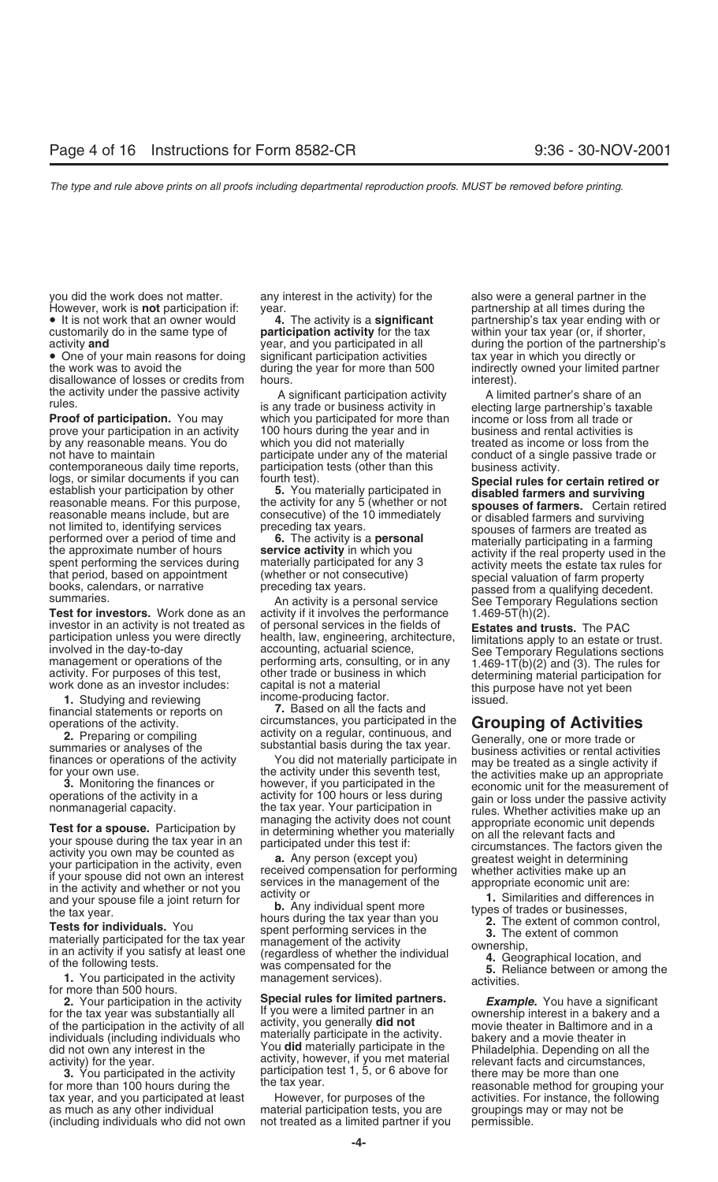you did the work does not matter. However, work is **not** participation if:

- It is not work that an owner would customarily do in the same type of activity **and**
- One of your main reasons for doing the work was to avoid the disallowance of losses or credits from the activity under the passive activity rules.

**Proof of participation.** You may prove your participation in an activity by any reasonable means. You do not have to maintain contemporaneous daily time reports, logs, or similar documents if you can establish your participation by other reasonable means. For this purpose, reasonable means include, but are not limited to, identifying services performed over a period of time and the approximate number of hours spent performing the services during that period, based on appointment books, calendars, or narrative summaries.

**Test for investors.** Work done as an investor in an activity is not treated as participation unless you were directly involved in the day-to-day management or operations of the activity. For purposes of this test, work done as an investor includes:

**1.** Studying and reviewing financial statements or reports on operations of the activity.

**2.** Preparing or compiling summaries or analyses of the finances or operations of the activity for your own use.

**3.** Monitoring the finances or operations of the activity in a nonmanagerial capacity.

**Test for a spouse.** Participation by your spouse during the tax year in an activity you own may be counted as your participation in the activity, even if your spouse did not own an interest in the activity and whether or not you and your spouse file a joint return for the tax year.

**Tests for individuals.** You materially participated for the tax year in an activity if you satisfy at least one of the following tests.

**1.** You participated in the activity for more than 500 hours.

**2.** Your participation in the activity for the tax year was substantially all of the participation in the activity of all individuals (including individuals who did not own any interest in the activity) for the year.

**3.** You participated in the activity for more than 100 hours during the tax year, and you participated at least as much as any other individual (including individuals who did not own any interest in the activity) for the year.

**4.** The activity is a **significant participation activity** for the tax year, and you participated in all significant participation activities during the year for more than 500 hours.

A significant participation activity is any trade or business activity in which you participated for more than 100 hours during the year and in which you did not materially participate under any of the material participation tests (other than this fourth test).

**5.** You materially participated in the activity for any 5 (whether or not consecutive) of the 10 immediately preceding tax years.

**6.** The activity is a **personal service activity** in which you materially participated for any 3 (whether or not consecutive) preceding tax years.

An activity is a personal service activity if it involves the performance of personal services in the fields of health, law, engineering, architecture, accounting, actuarial science, performing arts, consulting, or in any other trade or business in which capital is not a material income-producing factor.

**7.** Based on all the facts and circumstances, you participated in the activity on a regular, continuous, and substantial basis during the tax year.

You did not materially participate in the activity under this seventh test, however, if you participated in the activity for 100 hours or less during the tax year. Your participation in managing the activity does not count in determining whether you materially participated under this test if:

**a.** Any person (except you) received compensation for performing services in the management of the activity or

**b.** Any individual spent more hours during the tax year than you spent performing services in the management of the activity (regardless of whether the individual was compensated for the management services).

**Special rules for limited partners.** If you were a limited partner in an activity, you generally **did not** materially participate in the activity. You **did** materially participate in the activity, however, if you met material participation test 1, 5, or 6 above for the tax year.

However, for purposes of the material participation tests, you are not treated as a limited partner if you also were a general partner in the partnership at all times during the partnership's tax year ending with or within your tax year (or, if shorter, during the portion of the partnership's tax year in which you directly or indirectly owned your limited partner interest).

A limited partner's share of an electing large partnership's taxable income or loss from all trade or business and rental activities is treated as income or loss from the conduct of a single passive trade or business activity.

**Special rules for certain retired or disabled farmers and surviving spouses of farmers.** Certain retired or disabled farmers and surviving spouses of farmers are treated as materially participating in a farming activity if the real property used in the activity meets the estate tax rules for special valuation of farm property passed from a qualifying decedent. See Temporary Regulations section 1.469-5T(h)(2).

**Estates and trusts.** The PAC limitations apply to an estate or trust. See Temporary Regulations sections 1.469-1T(b)(2) and (3). The rules for determining material participation for this purpose have not yet been issued.

## Grouping of Activities

Generally, one or more trade or business activities or rental activities may be treated as a single activity if the activities make up an appropriate economic unit for the measurement of gain or loss under the passive activity rules. Whether activities make up an appropriate economic unit depends on all the relevant facts and circumstances. The factors given the greatest weight in determining whether activities make up an appropriate economic unit are:

**1.** Similarities and differences in types of trades or businesses,

**2.** The extent of common control,

**3.** The extent of common ownership,

**4.** Geographical location, and

**5.** Reliance between or among the activities.

***Example.*** You have a significant ownership interest in a bakery and a movie theater in Baltimore and in a bakery and a movie theater in Philadelphia. Depending on all the relevant facts and circumstances, there may be more than one reasonable method for grouping your activities. For instance, the following groupings may or may not be permissible.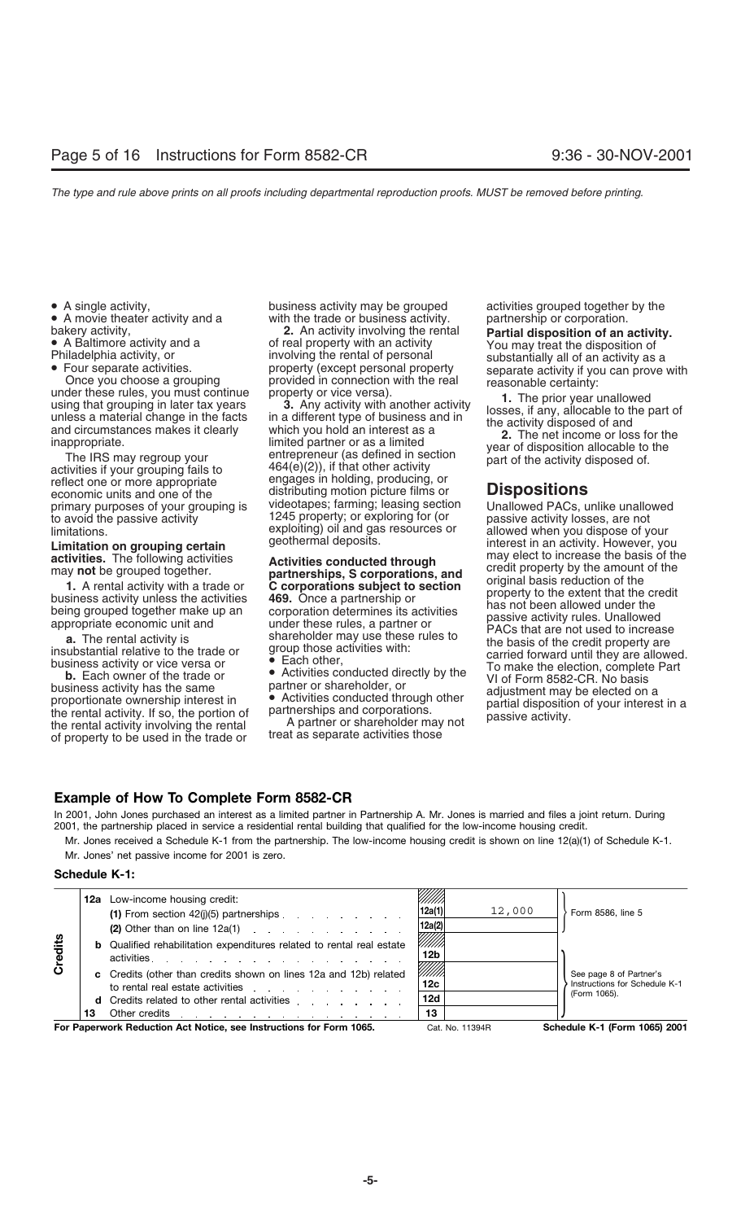- A single activity,
- A movie theater activity and a bakery activity,
- A Baltimore activity and a Philadelphia activity, or
- Four separate activities.

Once you choose a grouping under these rules, you must continue using that grouping in later tax years unless a material change in the facts and circumstances makes it clearly inappropriate.

The IRS may regroup your activities if your grouping fails to reflect one or more appropriate economic units and one of the primary purposes of your grouping is to avoid the passive activity limitations.

**Limitation on grouping certain activities.** The following activities may **not** be grouped together.

**1.** A rental activity with a trade or business activity unless the activities being grouped together make up an appropriate economic unit and

**a.** The rental activity is insubstantial relative to the trade or business activity or vice versa or

**b.** Each owner of the trade or business activity has the same proportionate ownership interest in the rental activity. If so, the portion of the rental activity involving the rental of property to be used in the trade or business activity may be grouped with the trade or business activity.

**2.** An activity involving the rental of real property with an activity involving the rental of personal property (except personal property provided in connection with the real property or vice versa).

**3.** Any activity with another activity in a different type of business and in which you hold an interest as a limited partner or as a limited entrepreneur (as defined in section 464(e)(2)), if that other activity engages in holding, producing, or distributing motion picture films or videotapes; farming; leasing section 1245 property; or exploring for (or exploiting) oil and gas resources or geothermal deposits.

**Activities conducted through partnerships, S corporations, and C corporations subject to section 469.** Once a partnership or corporation determines its activities under these rules, a partner or shareholder may use these rules to group those activities with:

- Each other,
- Activities conducted directly by the partner or shareholder, or
- Activities conducted through other partnerships and corporations.

A partner or shareholder may not treat as separate activities those activities grouped together by the partnership or corporation.

**Partial disposition of an activity.** You may treat the disposition of substantially all of an activity as a separate activity if you can prove with reasonable certainty:

**1.** The prior year unallowed losses, if any, allocable to the part of the activity disposed of and

**2.** The net income or loss for the year of disposition allocable to the part of the activity disposed of.

## Dispositions

Unallowed PACs, unlike unallowed passive activity losses, are not allowed when you dispose of your interest in an activity. However, you may elect to increase the basis of the credit property by the amount of the original basis reduction of the property to the extent that the credit has not been allowed under the passive activity rules. Unallowed PACs that are not used to increase the basis of the credit property are carried forward until they are allowed. To make the election, complete Part VI of Form 8582-CR. No basis adjustment may be elected on a partial disposition of your interest in a passive activity.

## Example of How To Complete Form 8582-CR

In 2001, John Jones purchased an interest as a limited partner in Partnership A. Mr. Jones is married and files a joint return. During 2001, the partnership placed in service a residential rental building that qualified for the low-income housing credit.

Mr. Jones received a Schedule K-1 from the partnership. The low-income housing credit is shown on line 12(a)(1) of Schedule K-1.

Mr. Jones' net passive income for 2001 is zero.

### Schedule K-1:

| | | | | | |
|---|---|---|---|---|---|
| Credits | 12a | Low-income housing credit: | | | |
| | | (1) From section 42(j)(5) partnerships | 12a(1) | 12,000 | Form 8586, line 5 |
| | | (2) Other than on line 12a(1) | 12a(2) | | |
| | b | Qualified rehabilitation expenditures related to rental real estate activities | 12b | | See page 8 of Partner's Instructions for Schedule K-1 (Form 1065). |
| | c | Credits (other than credits shown on lines 12a and 12b) related to rental real estate activities | 12c | | |
| | d | Credits related to other rental activities | 12d | | |
| | 13 | Other credits | 13 | | |

For Paperwork Reduction Act Notice, see Instructions for Form 1065. Cat. No. 11394R **Schedule K-1 (Form 1065) 2001**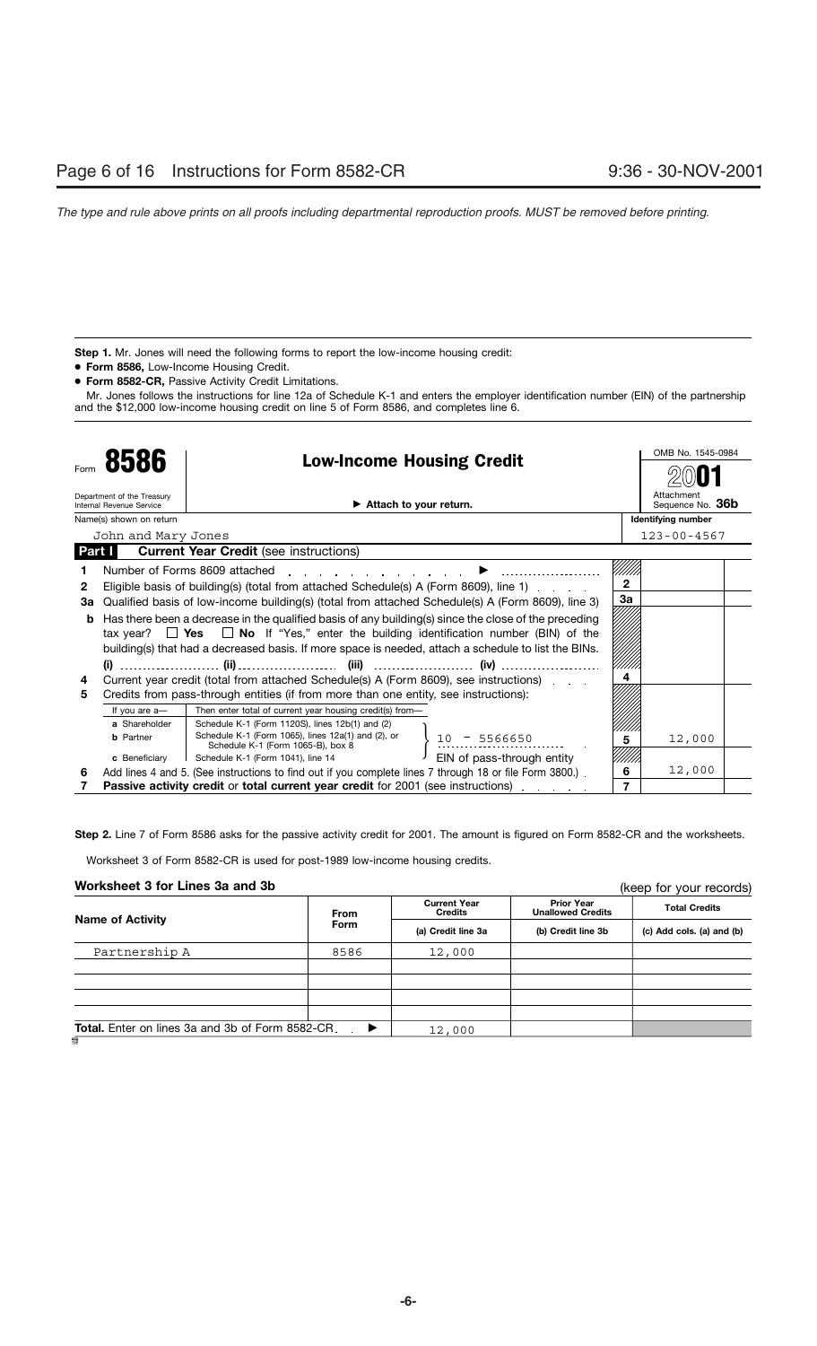**Step 1.** Mr. Jones will need the following forms to report the low-income housing credit:

- **Form 8586,** Low-Income Housing Credit.
- **Form 8582-CR,** Passive Activity Credit Limitations.

Mr. Jones follows the instructions for line 12a of Schedule K-1 and enters the employer identification number (EIN) of the partnership and the $12,000 low-income housing credit on line 5 of Form 8586, and completes line 6.

Form **8586** — **Low-Income Housing Credit**

Department of the Treasury Internal Revenue Service — ▶ Attach to your return.

OMB No. 1545-0984 — **2001** — Attachment Sequence No. **36b**

| Name(s) shown on return | Identifying number |
|---|---|
| John and Mary Jones | 123-00-4567 |

**Part I — Current Year Credit** (see instructions)

| Line | Description | Line no. | Amount |
|---|---|---|---|
| 1 | Number of Forms 8609 attached ▶ .................... | | |
| 2 | Eligible basis of building(s) (total from attached Schedule(s) A (Form 8609), line 1) | 2 | |
| 3a | Qualified basis of low-income building(s) (total from attached Schedule(s) A (Form 8609), line 3) | 3a | |
| b | Has there been a decrease in the qualified basis of any building(s) since the close of the preceding tax year? ☐ **Yes** ☐ **No** If "Yes," enter the building identification number (BIN) of the building(s) that had a decreased basis. If more space is needed, attach a schedule to list the BINs. **(i)** .......... **(ii)** .......... **(iii)** .......... **(iv)** .......... | | |
| 4 | Current year credit (total from attached Schedule(s) A (Form 8609), see instructions) | 4 | |
| 5 | Credits from pass-through entities (if from more than one entity, see instructions): If you are a— **a** Shareholder: Then enter total of current year housing credit(s) from— Schedule K-1 (Form 1120S), lines 12b(1) and (2); **b** Partner: Schedule K-1 (Form 1065), lines 12a(1) and (2), or Schedule K-1 (Form 1065-B), box 8; **c** Beneficiary: Schedule K-1 (Form 1041), line 14 — 10 - 5566650 EIN of pass-through entity | 5 | 12,000 |
| 6 | Add lines 4 and 5. (See instructions to find out if you complete lines 7 through 18 or file Form 3800.) | 6 | 12,000 |
| 7 | **Passive activity credit** or **total current year credit** for 2001 (see instructions) | 7 | |

**Step 2.** Line 7 of Form 8586 asks for the passive activity credit for 2001. The amount is figured on Form 8582-CR and the worksheets.

Worksheet 3 of Form 8582-CR is used for post-1989 low-income housing credits.

**Worksheet 3 for Lines 3a and 3b** (keep for your records)

| Name of Activity | From Form | Current Year Credits (a) Credit line 3a | Prior Year Unallowed Credits (b) Credit line 3b | Total Credits (c) Add cols. (a) and (b) |
|---|---|---|---|---|
| Partnership A | 8586 | 12,000 | | |
| | | | | |
| | | | | |
| | | | | |
| | | | | |
| **Total.** Enter on lines 3a and 3b of Form 8582-CR. ▶ | | 12,000 | | |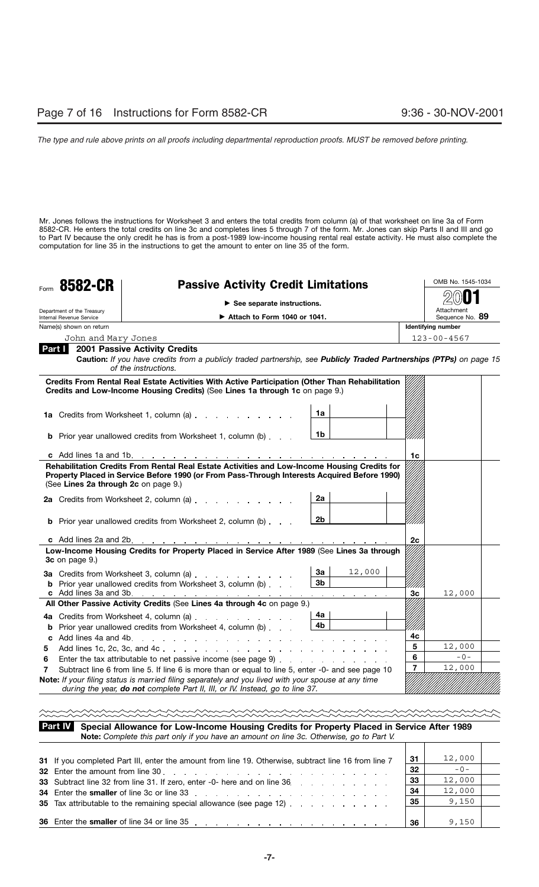Mr. Jones follows the instructions for Worksheet 3 and enters the total credits from column (a) of that worksheet on line 3a of Form 8582-CR. He enters the total credits on line 3c and completes lines 5 through 7 of the form. Mr. Jones can skip Parts II and III and go to Part IV because the only credit he has is from a post-1989 low-income housing rental real estate activity. He must also complete the computation for line 35 in the instructions to get the amount to enter on line 35 of the form.

# Form 8582-CR — Passive Activity Credit Limitations

Department of the Treasury, Internal Revenue Service

► See separate instructions.
► Attach to Form 1040 or 1041.

OMB No. 1545-1034
2001
Attachment Sequence No. **89**

| Name(s) shown on return | Identifying number |
|---|---|
| John and Mary Jones | 123-00-4567 |

## Part I — 2001 Passive Activity Credits

**Caution:** *If you have credits from a publicly traded partnership, see* ***Publicly Traded Partnerships (PTPs)*** *on page 15 of the instructions.*

| Line | Description | Line | Amount | Line | Amount |
|---|---|---|---|---|---|
| | **Credits From Rental Real Estate Activities With Active Participation (Other Than Rehabilitation Credits and Low-Income Housing Credits)** (See **Lines 1a through 1c** on page 9.) | | | | |
| 1a | Credits from Worksheet 1, column (a) | 1a | | | |
| b | Prior year unallowed credits from Worksheet 1, column (b) | 1b | | | |
| c | Add lines 1a and 1b | | | 1c | |
| | **Rehabilitation Credits From Rental Real Estate Activities and Low-Income Housing Credits for Property Placed in Service Before 1990 (or From Pass-Through Interests Acquired Before 1990)** (See **Lines 2a through 2c** on page 9.) | | | | |
| 2a | Credits from Worksheet 2, column (a) | 2a | | | |
| b | Prior year unallowed credits from Worksheet 2, column (b) | 2b | | | |
| c | Add lines 2a and 2b | | | 2c | |
| | **Low-Income Housing Credits for Property Placed in Service After 1989** (See **Lines 3a through 3c** on page 9.) | | | | |
| 3a | Credits from Worksheet 3, column (a) | 3a | 12,000 | | |
| b | Prior year unallowed credits from Worksheet 3, column (b) | 3b | | | |
| c | Add lines 3a and 3b | | | 3c | 12,000 |
| | **All Other Passive Activity Credits** (See **Lines 4a through 4c** on page 9.) | | | | |
| 4a | Credits from Worksheet 4, column (a) | 4a | | | |
| b | Prior year unallowed credits from Worksheet 4, column (b) | 4b | | | |
| c | Add lines 4a and 4b | | | 4c | |
| 5 | Add lines 1c, 2c, 3c, and 4c | | | 5 | 12,000 |
| 6 | Enter the tax attributable to net passive income (see page 9) | | | 6 | -0- |
| 7 | Subtract line 6 from line 5. If line 6 is more than or equal to line 5, enter -0- and see page 10 | | | 7 | 12,000 |

**Note:** *If your filing status is married filing separately and you lived with your spouse at any time during the year,* ***do not*** *complete Part I, II, III, or IV. Instead, go to line 37.*

## Part IV — Special Allowance for Low-Income Housing Credits for Property Placed in Service After 1989

**Note:** *Complete this part only if you have an amount on line 3c. Otherwise, go to Part V.*

| Line | Description | Line | Amount |
|---|---|---|---|
| 31 | If you completed Part III, enter the amount from line 19. Otherwise, subtract line 16 from line 7 | 31 | 12,000 |
| 32 | Enter the amount from line 30 | 32 | -0- |
| 33 | Subtract line 32 from line 31. If zero, enter -0- here and on line 36 | 33 | 12,000 |
| 34 | Enter the **smaller** of line 3c or line 33 | 34 | 12,000 |
| 35 | Tax attributable to the remaining special allowance (see page 12) | 35 | 9,150 |
| 36 | Enter the **smaller** of line 34 or line 35 | 36 | 9,150 |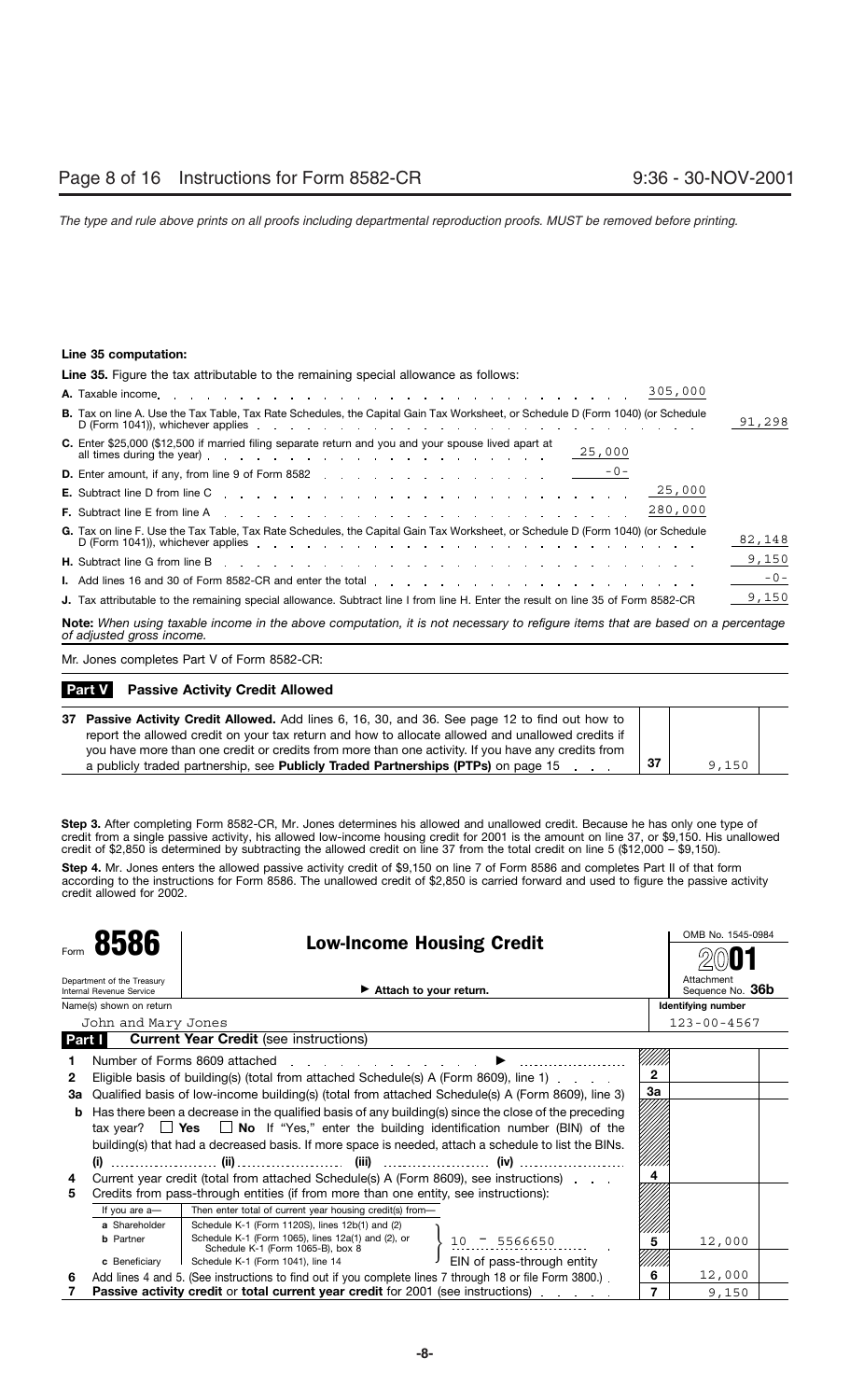**Line 35 computation:**

**Line 35.** Figure the tax attributable to the remaining special allowance as follows:

| | | | |
|---|---|---|---|
| **A.** Taxable income | | 305,000 | |
| **B.** Tax on line A. Use the Tax Table, Tax Rate Schedules, the Capital Gain Tax Worksheet, or Schedule D (Form 1040) (or Schedule D (Form 1041)), whichever applies | | | 91,298 |
| **C.** Enter $25,000 ($12,500 if married filing separate return and you and your spouse lived apart at all times during the year) | 25,000 | | |
| **D.** Enter amount, if any, from line 9 of Form 8582 | -0- | | |
| **E.** Subtract line D from line C | | 25,000 | |
| **F.** Subtract line E from line A | | 280,000 | |
| **G.** Tax on line F. Use the Tax Table, Tax Rate Schedules, the Capital Gain Tax Worksheet, or Schedule D (Form 1040) (or Schedule D (Form 1041)), whichever applies | | | 82,148 |
| **H.** Subtract line G from line B | | | 9,150 |
| **I.** Add lines 16 and 30 of Form 8582-CR and enter the total | | | -0- |
| **J.** Tax attributable to the remaining special allowance. Subtract line I from line H. Enter the result on line 35 of Form 8582-CR | | | 9,150 |

**Note:** *When using taxable income in the above computation, it is not necessary to refigure items that are based on a percentage of adjusted gross income.*

Mr. Jones completes Part V of Form 8582-CR:

**Part V — Passive Activity Credit Allowed**

| | | |
|---|---|---|
| **37 Passive Activity Credit Allowed.** Add lines 6, 16, 30, and 36. See page 12 to find out how to report the allowed credit on your tax return and how to allocate allowed and unallowed credits if you have more than one credit or credits from more than one activity. If you have any credits from a publicly traded partnership, see **Publicly Traded Partnerships (PTPs)** on page 15 | 37 | 9,150 |

**Step 3.** After completing Form 8582-CR, Mr. Jones determines his allowed and unallowed credit. Because he has only one type of credit from a single passive activity, his allowed low-income housing credit for 2001 is the amount on line 37, or $9,150. His unallowed credit of $2,850 is determined by subtracting the allowed credit on line 37 from the total credit on line 5 ($12,000 – $9,150).

**Step 4.** Mr. Jones enters the allowed passive activity credit of $9,150 on line 7 of Form 8586 and completes Part II of that form according to the instructions for Form 8586. The unallowed credit of $2,850 is carried forward and used to figure the passive activity credit allowed for 2002.

**Form 8586 — Low-Income Housing Credit** (2001)

Department of the Treasury, Internal Revenue Service — ▶ Attach to your return. — OMB No. 1545-0984 — Attachment Sequence No. **36b**

Name(s) shown on return: John and Mary Jones — Identifying number: 123-00-4567

**Part I — Current Year Credit** (see instructions)

| | | | |
|---|---|---|---|
| **1** | Number of Forms 8609 attached ▶ | | |
| **2** | Eligible basis of building(s) (total from attached Schedule(s) A (Form 8609), line 1) | 2 | |
| **3a** | Qualified basis of low-income building(s) (total from attached Schedule(s) A (Form 8609), line 3) | 3a | |
| **b** | Has there been a decrease in the qualified basis of any building(s) since the close of the preceding tax year? ☐ **Yes** ☐ **No** If "Yes," enter the building identification number (BIN) of the building(s) that had a decreased basis. If more space is needed, attach a schedule to list the BINs. (i) ........ (ii) ........ (iii) ........ (iv) ........ | | |
| **4** | Current year credit (total from attached Schedule(s) A (Form 8609), see instructions) | 4 | |
| **5** | Credits from pass-through entities (if more than one entity, see instructions): If you are a— **a** Shareholder: Schedule K-1 (Form 1120S), lines 12b(1) and (2); **b** Partner: Schedule K-1 (Form 1065), lines 12a(1) and (2), or Schedule K-1 (Form 1065-B), box 8; **c** Beneficiary: Schedule K-1 (Form 1041), line 14 — Then enter total of current year housing credit(s) from— EIN of pass-through entity: 10 – 5566650 | 5 | 12,000 |
| **6** | Add lines 4 and 5. (See instructions to find out if you complete lines 7 through 18 or file Form 3800.) | 6 | 12,000 |
| **7** | **Passive activity credit** or **total current year credit** for 2001 (see instructions) | 7 | 9,150 |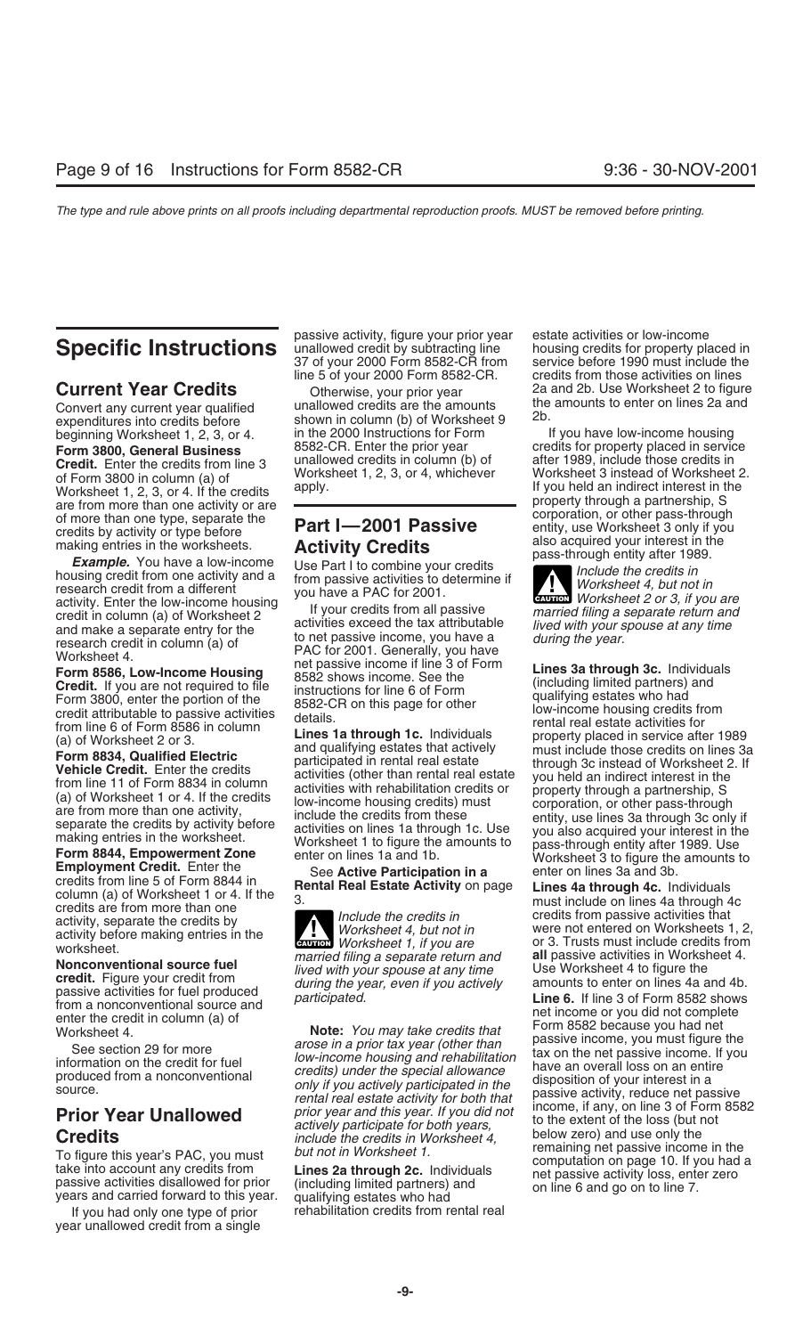# Specific Instructions

## Current Year Credits

Convert any current year qualified expenditures into credits before beginning Worksheet 1, 2, 3, or 4.

**Form 3800, General Business Credit.** Enter the credits from line 3 of Form 3800 in column (a) of Worksheet 1, 2, 3, or 4. If the credits are from more than one activity or are of more than one type, separate the credits by activity or type before making entries in the worksheets.

***Example.*** You have a low-income housing credit from one activity and a research credit from a different activity. Enter the low-income housing credit in column (a) of Worksheet 2 and make a separate entry for the research credit in column (a) of Worksheet 4.

**Form 8586, Low-Income Housing Credit.** If you are not required to file Form 3800, enter the portion of the credit attributable to passive activities from line 6 of Form 8586 in column (a) of Worksheet 2 or 3.

**Form 8834, Qualified Electric Vehicle Credit.** Enter the credits from line 11 of Form 8834 in column (a) of Worksheet 1 or 4. If the credits are from more than one activity, separate the credits by activity before making entries in the worksheet.

**Form 8844, Empowerment Zone Employment Credit.** Enter the credits from line 5 of Form 8844 in column (a) of Worksheet 1 or 4. If the credits are from more than one activity, separate the credits by activity before making entries in the worksheet.

**Nonconventional source fuel credit.** Figure your credit from passive activities for fuel produced from a nonconventional source and enter the credit in column (a) of Worksheet 4.

See section 29 for more information on the credit for fuel produced from a nonconventional source.

## Prior Year Unallowed Credits

To figure this year's PAC, you must take into account any credits from passive activities disallowed for prior years and carried forward to this year.

If you had only one type of prior year unallowed credit from a single passive activity, figure your prior year unallowed credit by subtracting line 37 of your 2000 Form 8582-CR from line 5 of your 2000 Form 8582-CR.

Otherwise, your prior year unallowed credits are the amounts shown in column (b) of Worksheet 9 in the 2000 Instructions for Form 8582-CR. Enter the prior year unallowed credits in column (b) of Worksheet 1, 2, 3, or 4, whichever apply.

## Part I—2001 Passive Activity Credits

Use Part I to combine your credits from passive activities to determine if you have a PAC for 2001.

If your credits from all passive activities exceed the tax attributable to net passive income, you have a PAC for 2001. Generally, you have net passive income if line 3 of Form 8582 shows income. See the instructions for line 6 of Form 8582-CR on this page for other details.

**Lines 1a through 1c.** Individuals and qualifying estates that actively participated in rental real estate activities (other than rental real estate activities with rehabilitation credits or low-income housing credits) must include the credits from these activities on lines 1a through 1c. Use Worksheet 1 to figure the amounts to enter on lines 1a and 1b.

See **Active Participation in a Rental Real Estate Activity** on page 3.

> **CAUTION** *Include the credits in Worksheet 4, but not in Worksheet 1, if you are married filing a separate return and lived with your spouse at any time during the year, even if you actively participated.*

**Note:** *You may take credits that arose in a prior tax year (other than low-income housing and rehabilitation credits) under the special allowance only if you actively participated in the rental real estate activity for both that prior year and this year. If you did not actively participate for both years, include the credits in Worksheet 4, but not in Worksheet 1.*

**Lines 2a through 2c.** Individuals (including limited partners) and qualifying estates who had rehabilitation credits from rental real estate activities or low-income housing credits for property placed in service before 1990 must include the credits from those activities on lines 2a and 2b. Use Worksheet 2 to figure the amounts to enter on lines 2a and 2b.

If you have low-income housing credits for property placed in service after 1989, include those credits in Worksheet 3 instead of Worksheet 2. If you held an indirect interest in the property through a partnership, S corporation, or other pass-through entity, use Worksheet 3 only if you also acquired your interest in the pass-through entity after 1989.

> **CAUTION** *Include the credits in Worksheet 4, but not in Worksheet 2 or 3, if you are married filing a separate return and lived with your spouse at any time during the year.*

**Lines 3a through 3c.** Individuals (including limited partners) and qualifying estates who had low-income housing credits from rental real estate activities for property placed in service after 1989 must include those credits on lines 3a through 3c instead of Worksheet 2. If you held an indirect interest in the property through a partnership, S corporation, or other pass-through entity, use lines 3a through 3c only if you also acquired your interest in the pass-through entity after 1989. Use Worksheet 3 to figure the amounts to enter on lines 3a and 3b.

**Lines 4a through 4c.** Individuals must include on lines 4a through 4c credits from passive activities that were not entered on Worksheets 1, 2, or 3. Trusts must include credits from **all** passive activities in Worksheet 4. Use Worksheet 4 to figure the amounts to enter on lines 4a and 4b.

**Line 6.** If line 3 of Form 8582 shows net income or you did not complete Form 8582 because you had net passive income, you must figure the tax on the net passive income. If you have an overall loss on an entire disposition of your interest in a passive activity, reduce net passive income, if any, on line 3 of Form 8582 to the extent of the loss (but not below zero) and use only the remaining net passive income in the computation on page 10. If you had a net passive activity loss, enter zero on line 6 and go on to line 7.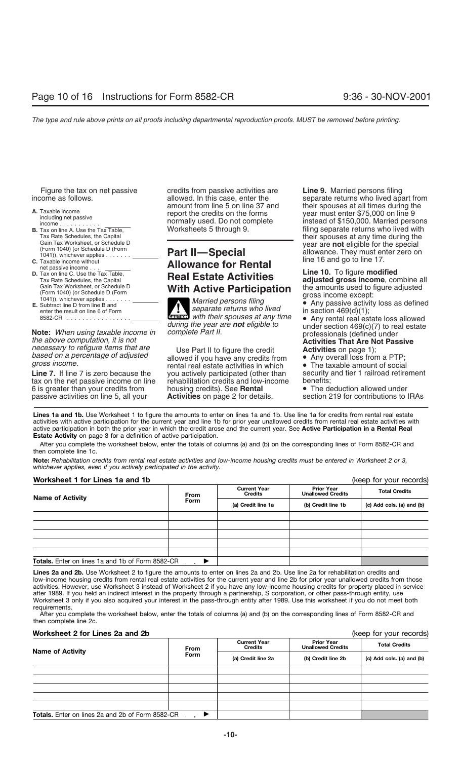Figure the tax on net passive income as follows.

| | |
|---|---|
| **A.** Taxable income including net passive income | |
| **B.** Tax on line A. Use the Tax Table, Tax Rate Schedules, the Capital Gain Tax Worksheet, or Schedule D (Form 1040) (or Schedule D (Form 1041)), whichever applies | |
| **C.** Taxable income without net passive income | |
| **D.** Tax on line C. Use the Tax Table, Tax Rate Schedules, the Capital Gain Tax Worksheet, or Schedule D (Form 1040) (or Schedule D (Form 1041)), whichever applies | |
| **E.** Subtract line D from line B and enter the result on line 6 of Form 8582-CR | |

**Note:** *When using taxable income in the above computation, it is not necessary to refigure items that are based on a percentage of adjusted gross income.*

**Line 7.** If line 7 is zero because the tax on the net passive income on line 6 is greater than your credits from passive activities on line 5, all your credits from passive activities are allowed. In this case, enter the amount from line 5 on line 37 and report the credits on the forms normally used. Do not complete Worksheets 5 through 9.

## Part II—Special Allowance for Rental Real Estate Activities With Active Participation

**CAUTION:** *Married persons filing separate returns who lived with their spouses at any time during the year are **not** eligible to complete Part II.*

Use Part II to figure the credit allowed if you have any credits from rental real estate activities in which you actively participated (other than rehabilitation credits and low-income housing credits). See **Rental Activities** on page 2 for details.

**Line 9.** Married persons filing separate returns who lived apart from their spouses at all times during the year must enter $75,000 on line 9 instead of $150,000. Married persons filing separate returns who lived with their spouses at any time during the year are **not** eligible for the special allowance. They must enter zero on line 16 and go to line 17.

**Line 10.** To figure **modified adjusted gross income**, combine all the amounts used to figure adjusted gross income except:

- Any passive activity loss as defined in section 469(d)(1);
- Any rental real estate loss allowed under section 469(c)(7) to real estate professionals (defined under **Activities That Are Not Passive Activities** on page 1);
- Any overall loss from a PTP;
- The taxable amount of social security and tier 1 railroad retirement benefits;
- The deduction allowed under section 219 for contributions to IRAs

**Lines 1a and 1b.** Use Worksheet 1 to figure the amounts to enter on lines 1a and 1b. Use line 1a for credits from rental real estate activities with active participation for the current year and line 1b for prior year unallowed credits from rental real estate activities with active participation in both the prior year in which the credit arose and the current year. See **Active Participation in a Rental Real Estate Activity** on page 3 for a definition of active participation.

After you complete the worksheet below, enter the totals of columns (a) and (b) on the corresponding lines of Form 8582-CR and then complete line 1c.

**Note:** *Rehabilitation credits from rental real estate activities and low-income housing credits must be entered in Worksheet 2 or 3, whichever applies, even if you actively participated in the activity.*

**Worksheet 1 for Lines 1a and 1b** (keep for your records)

| Name of Activity | From Form | Current Year Credits (a) Credit line 1a | Prior Year Unallowed Credits (b) Credit line 1b | Total Credits (c) Add cols. (a) and (b) |
|---|---|---|---|---|
| | | | | |
| | | | | |
| | | | | |
| | | | | |
| | | | | |
| **Totals.** Enter on lines 1a and 1b of Form 8582-CR ▶ | | | | |

**Lines 2a and 2b.** Use Worksheet 2 to figure the amounts to enter on lines 2a and 2b. Use line 2a for rehabilitation credits and low-income housing credits from rental real estate activities for the current year and line 2b for prior year unallowed credits from those activities. However, use Worksheet 3 instead of Worksheet 2 if you have any low-income housing credits for property placed in service after 1989. If you held an indirect interest in the property through a partnership, S corporation, or other pass-through entity, use Worksheet 3 only if you also acquired your interest in the pass-through entity after 1989. Use this worksheet if you do not meet both requirements.

After you complete the worksheet below, enter the totals of columns (a) and (b) on the corresponding lines of Form 8582-CR and then complete line 2c.

**Worksheet 2 for Lines 2a and 2b** (keep for your records)

| Name of Activity | From Form | Current Year Credits (a) Credit line 2a | Prior Year Unallowed Credits (b) Credit line 2b | Total Credits (c) Add cols. (a) and (b) |
|---|---|---|---|---|
| | | | | |
| | | | | |
| | | | | |
| | | | | |
| | | | | |
| **Totals.** Enter on lines 2a and 2b of Form 8582-CR ▶ | | | | |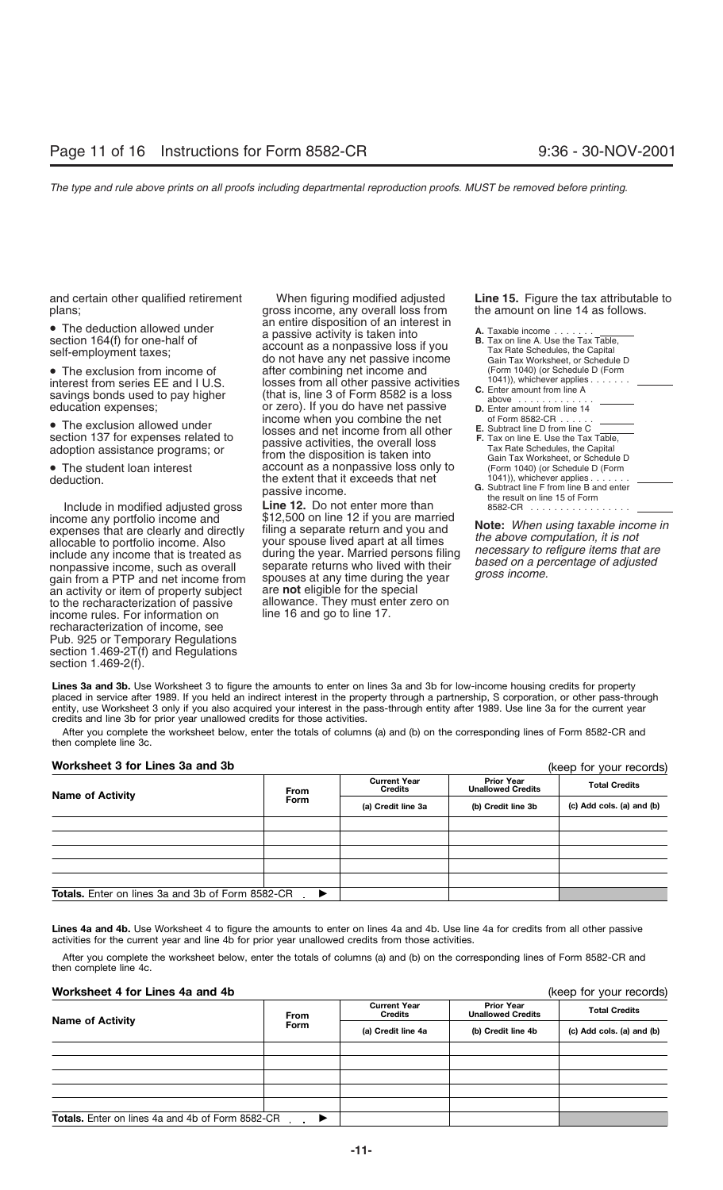and certain other qualified retirement plans;

- The deduction allowed under section 164(f) for one-half of self-employment taxes;
- The exclusion from income of interest from series EE and I U.S. savings bonds used to pay higher education expenses;
- The exclusion allowed under section 137 for expenses related to adoption assistance programs; or
- The student loan interest deduction.

Include in modified adjusted gross income any portfolio income and expenses that are clearly and directly allocable to portfolio income. Also include any income that is treated as nonpassive income, such as overall gain from a PTP and net income from an activity or item of property subject to the recharacterization of passive income rules. For information on recharacterization of income, see Pub. 925 or Temporary Regulations section 1.469-2T(f) and Regulations section 1.469-2(f).

When figuring modified adjusted gross income, any overall loss from an entire disposition of an interest in a passive activity is taken into account as a nonpassive loss if you do not have any net passive income after combining net income and losses from all other passive activities (that is, line 3 of Form 8582 is a loss or zero). If you do have net passive income when you combine the net losses and net income from all other passive activities, the overall loss from the disposition is taken into account as a nonpassive loss only to the extent that it exceeds that net passive income.

**Line 12.** Do not enter more than $12,500 on line 12 if you are married filing a separate return and you and your spouse lived apart at all times during the year. Married persons filing separate returns who lived with their spouses at any time during the year are **not** eligible for the special allowance. They must enter zero on line 16 and go to line 17.

**Line 15.** Figure the tax attributable to the amount on line 14 as follows.

**A.** Taxable income . . . . . . . ______

**B.** Tax on line A. Use the Tax Table, Tax Rate Schedules, the Capital Gain Tax Worksheet, or Schedule D (Form 1040) (or Schedule D (Form 1041)), whichever applies . . . . . . . ______

**C.** Enter amount from line A above . . . . . . . . . . . . ______

**D.** Enter amount from line 14 of Form 8582-CR . . . . . . ______

**E.** Subtract line D from line C ______

**F.** Tax on line E. Use the Tax Table, Tax Rate Schedules, the Capital Gain Tax Worksheet, or Schedule D (Form 1040) (or Schedule D (Form 1041)), whichever applies . . . . . . . ______

**G.** Subtract line F from line B and enter the result on line 15 of Form 8582-CR . . . . . . . . . . . . . . . . . ______

**Note:** *When using taxable income in the above computation, it is not necessary to refigure items that are based on a percentage of adjusted gross income.*

**Lines 3a and 3b.** Use Worksheet 3 to figure the amounts to enter on lines 3a and 3b for low-income housing credits for property placed in service after 1989. If you held an indirect interest in the property through a partnership, S corporation, or other pass-through entity, use Worksheet 3 only if you also acquired your interest in the pass-through entity after 1989. Use line 3a for the current year credits and line 3b for prior year unallowed credits for those activities.

After you complete the worksheet below, enter the totals of columns (a) and (b) on the corresponding lines of Form 8582-CR and then complete line 3c.

**Worksheet 3 for Lines 3a and 3b** (keep for your records)

| Name of Activity | From Form | Current Year Credits | Prior Year Unallowed Credits | Total Credits |
|---|---|---|---|---|
| | | (a) Credit line 3a | (b) Credit line 3b | (c) Add cols. (a) and (b) |
| | | | | |
| | | | | |
| | | | | |
| | | | | |
| **Totals.** Enter on lines 3a and 3b of Form 8582-CR ▶ | | | | |

**Lines 4a and 4b.** Use Worksheet 4 to figure the amounts to enter on lines 4a and 4b. Use line 4a for credits from all other passive activities for the current year and line 4b for prior year unallowed credits from those activities.

After you complete the worksheet below, enter the totals of columns (a) and (b) on the corresponding lines of Form 8582-CR and then complete line 4c.

**Worksheet 4 for Lines 4a and 4b** (keep for your records)

| Name of Activity | From Form | Current Year Credits | Prior Year Unallowed Credits | Total Credits |
|---|---|---|---|---|
| | | (a) Credit line 4a | (b) Credit line 4b | (c) Add cols. (a) and (b) |
| | | | | |
| | | | | |
| | | | | |
| | | | | |
| **Totals.** Enter on lines 4a and 4b of Form 8582-CR ▶ | | | | |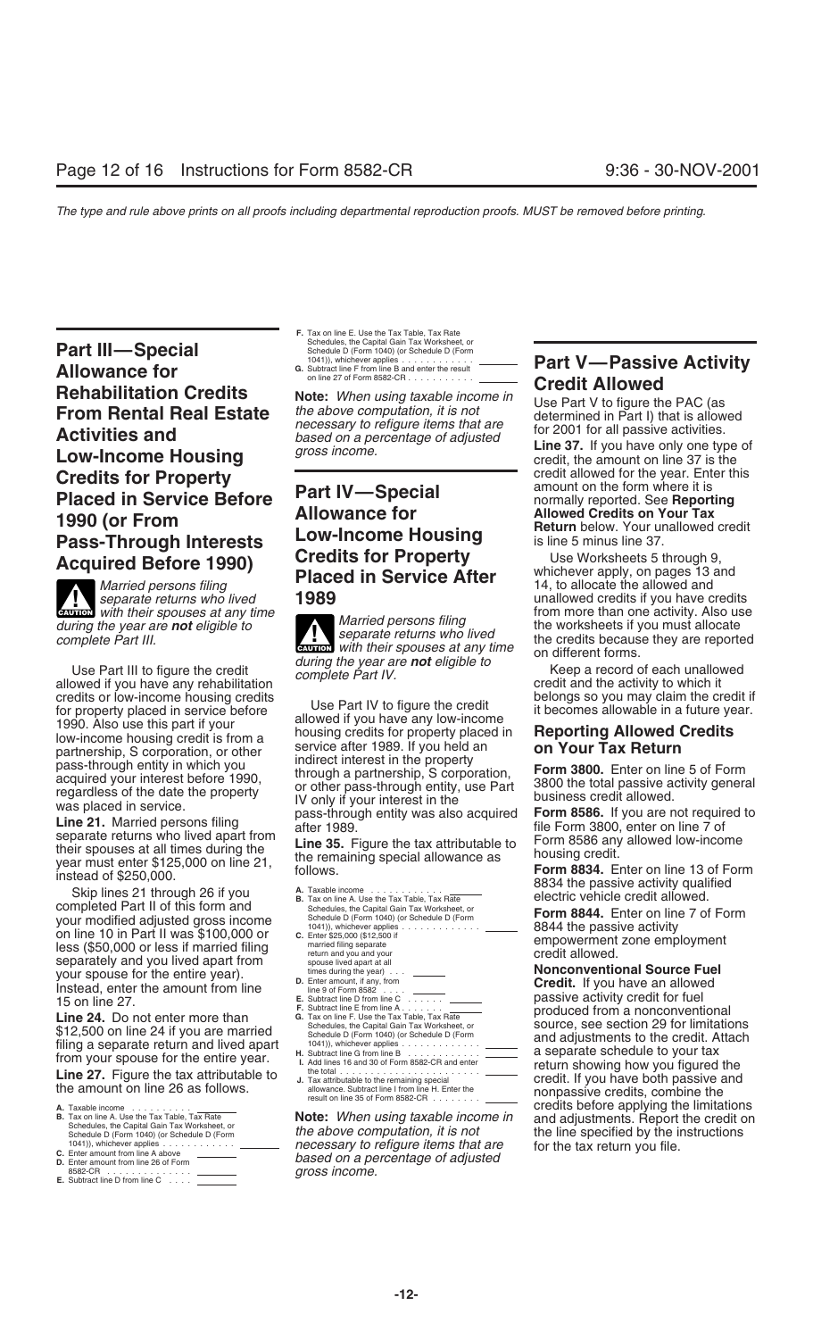## Part III—Special Allowance for Rehabilitation Credits From Rental Real Estate Activities and Low-Income Housing Credits for Property Placed in Service Before 1990 (or From Pass-Through Interests Acquired Before 1990)

**CAUTION** *Married persons filing separate returns who lived with their spouses at any time during the year are **not** eligible to complete Part III.*

Use Part III to figure the credit allowed if you have any rehabilitation credits or low-income housing credits for property placed in service before 1990. Also use this part if your low-income housing credit is from a partnership, S corporation, or other pass-through entity in which you acquired your interest before 1990, regardless of the date the property was placed in service.

**Line 21.** Married persons filing separate returns who lived apart from their spouses at all times during the year must enter $125,000 on line 21, instead of $250,000.

Skip lines 21 through 26 if you completed Part II of this form and your modified adjusted gross income on line 10 in Part II was $100,000 or less ($50,000 or less if married filing separately and you lived apart from your spouse for the entire year). Instead, enter the amount from line 15 on line 27.

**Line 24.** Do not enter more than $12,500 on line 24 if you are married filing a separate return and lived apart from your spouse for the entire year.

**Line 27.** Figure the tax attributable to the amount on line 26 as follows.

**A.** Taxable income . . . . . . . . . . ______
**B.** Tax on line A. Use the Tax Table, Tax Rate Schedules, the Capital Gain Tax Worksheet, or Schedule D (Form 1040) (or Schedule D (Form 1041)), whichever applies . . . . . . . . . . . . ______
**C.** Enter amount from line A above ______
**D.** Enter amount from line 26 of Form 8582-CR . . . . . . . . . . . . . . ______
**E.** Subtract line D from line C . . . . ______
**F.** Tax on line E. Use the Tax Table, Tax Rate Schedules, the Capital Gain Tax Worksheet, or Schedule D (Form 1040) (or Schedule D (Form 1041)), whichever applies . . . . . . . . . . . . ______
**G.** Subtract line F from line B and enter the result on line 27 of Form 8582-CR . . . . . . . . . . ______

**Note:** *When using taxable income in the above computation, it is not necessary to refigure items that are based on a percentage of adjusted gross income.*

## Part IV—Special Allowance for Low-Income Housing Credits for Property Placed in Service After 1989

**CAUTION** *Married persons filing separate returns who lived with their spouses at any time during the year are **not** eligible to complete Part IV.*

Use Part IV to figure the credit allowed if you have any low-income housing credits for property placed in service after 1989. If you held an indirect interest in the property through a partnership, S corporation, or other pass-through entity, use Part IV only if your interest in the pass-through entity was also acquired after 1989.

**Line 35.** Figure the tax attributable to the remaining special allowance as follows.

**A.** Taxable income . . . . . . . . . . ______
**B.** Tax on line A. Use the Tax Table, Tax Rate Schedules, the Capital Gain Tax Worksheet, or Schedule D (Form 1040) (or Schedule D (Form 1041)), whichever applies . . . . . . . . . . . . ______
**C.** Enter $25,000 ($12,500 if married filing separate return and you and your spouse lived apart at all times during the year) . . . ______
**D.** Enter amount, if any, from line 9 of Form 8582 . . . . ______
**E.** Subtract line D from line C . . . . . . ______
**F.** Subtract line E from line A . . . . . . ______
**G.** Tax on line F. Use the Tax Table, Tax Rate Schedules, the Capital Gain Tax Worksheet, or Schedule D (Form 1040) (or Schedule D (Form 1041)), whichever applies . . . . . . . . . . . . ______
**H.** Subtract line G from line B . . . . . . . . . . . ______
**I.** Add lines 16 and 30 of Form 8582-CR and enter the total . . . . . . . . . . . . . . . . . . . . . . ______
**J.** Tax attributable to the remaining special allowance. Subtract line I from line H. Enter the result on line 35 of Form 8582-CR . . . . . . . . ______

**Note:** *When using taxable income in the above computation, it is not necessary to refigure items that are based on a percentage of adjusted gross income.*

## Part V—Passive Activity Credit Allowed

Use Part V to figure the PAC (as determined in Part I) that is allowed for 2001 for all passive activities.

**Line 37.** If you have only one type of credit, the amount on line 37 is the credit allowed for the year. Enter this amount on the form where it is normally reported. See **Reporting Allowed Credits on Your Tax Return** below. Your unallowed credit is line 5 minus line 37.

Use Worksheets 5 through 9, whichever apply, on pages 13 and 14, to allocate the allowed and unallowed credits if you have credits from more than one activity. Also use the worksheets if you must allocate the credits because they are reported on different forms.

Keep a record of each unallowed credit and the activity to which it belongs so you may claim the credit if it becomes allowable in a future year.

### Reporting Allowed Credits on Your Tax Return

**Form 3800.** Enter on line 5 of Form 3800 the total passive activity general business credit allowed.

**Form 8586.** If you are not required to file Form 3800, enter on line 7 of Form 8586 any allowed low-income housing credit.

**Form 8834.** Enter on line 13 of Form 8834 the passive activity qualified electric vehicle credit allowed.

**Form 8844.** Enter on line 7 of Form 8844 the passive activity empowerment zone employment credit allowed.

**Nonconventional Source Fuel Credit.** If you have an allowed passive activity credit for fuel produced from a nonconventional source, see section 29 for limitations and adjustments to the credit. Attach a separate schedule to your tax return showing how you figured the credit. If you have both passive and nonpassive credits, combine the credits before applying the limitations and adjustments. Report the credit on the line specified by the instructions for the tax return you file.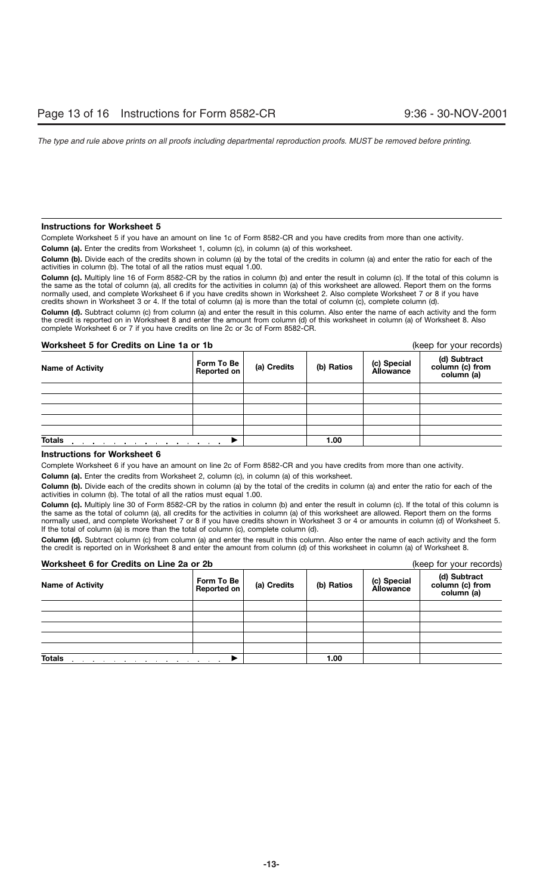### Instructions for Worksheet 5

Complete Worksheet 5 if you have an amount on line 1c of Form 8582-CR and you have credits from more than one activity.

**Column (a).** Enter the credits from Worksheet 1, column (c), in column (a) of this worksheet.

**Column (b).** Divide each of the credits shown in column (a) by the total of the credits in column (a) and enter the ratio for each of the activities in column (b). The total of all the ratios must equal 1.00.

**Column (c).** Multiply line 16 of Form 8582-CR by the ratios in column (b) and enter the result in column (c). If the total of this column is the same as the total of column (a), all credits for the activities in column (a) of this worksheet are allowed. Report them on the forms normally used, and complete Worksheet 6 if you have credits shown in Worksheet 2. Also complete Worksheet 7 or 8 if you have credits shown in Worksheet 3 or 4. If the total of column (a) is more than the total of column (c), complete column (d).

**Column (d).** Subtract column (c) from column (a) and enter the result in this column. Also enter the name of each activity and the form the credit is reported on in Worksheet 8 and enter the amount from column (d) of this worksheet in column (a) of Worksheet 8. Also complete Worksheet 6 or 7 if you have credits on line 2c or 3c of Form 8582-CR.

**Worksheet 5 for Credits on Line 1a or 1b** (keep for your records)

| Name of Activity | Form To Be Reported on | (a) Credits | (b) Ratios | (c) Special Allowance | (d) Subtract column (c) from column (a) |
|---|---|---|---|---|---|
| | | | | | |
| | | | | | |
| | | | | | |
| | | | | | |
| | | | | | |
| **Totals** . . . . . . . . . . . . . . ▶ | | | 1.00 | | |

### Instructions for Worksheet 6

Complete Worksheet 6 if you have an amount on line 2c of Form 8582-CR and you have credits from more than one activity.

**Column (a).** Enter the credits from Worksheet 2, column (c), in column (a) of this worksheet.

**Column (b).** Divide each of the credits shown in column (a) by the total of the credits in column (a) and enter the ratio for each of the activities in column (b). The total of all the ratios must equal 1.00.

**Column (c).** Multiply line 30 of Form 8582-CR by the ratios in column (b) and enter the result in column (c). If the total of this column is the same as the total of column (a), all credits for the activities in column (a) of this worksheet are allowed. Report them on the forms normally used, and complete Worksheet 7 or 8 if you have credits shown in Worksheet 3 or 4 or amounts in column (d) of Worksheet 5. If the total of column (a) is more than the total of column (c), complete column (d).

**Column (d).** Subtract column (c) from column (a) and enter the result in this column. Also enter the name of each activity and the form the credit is reported on in Worksheet 8 and enter the amount from column (d) of this worksheet in column (a) of Worksheet 8.

**Worksheet 6 for Credits on Line 2a or 2b** (keep for your records)

| Name of Activity | Form To Be Reported on | (a) Credits | (b) Ratios | (c) Special Allowance | (d) Subtract column (c) from column (a) |
|---|---|---|---|---|---|
| | | | | | |
| | | | | | |
| | | | | | |
| | | | | | |
| | | | | | |
| **Totals** . . . . . . . . . . . . . . ▶ | | | 1.00 | | |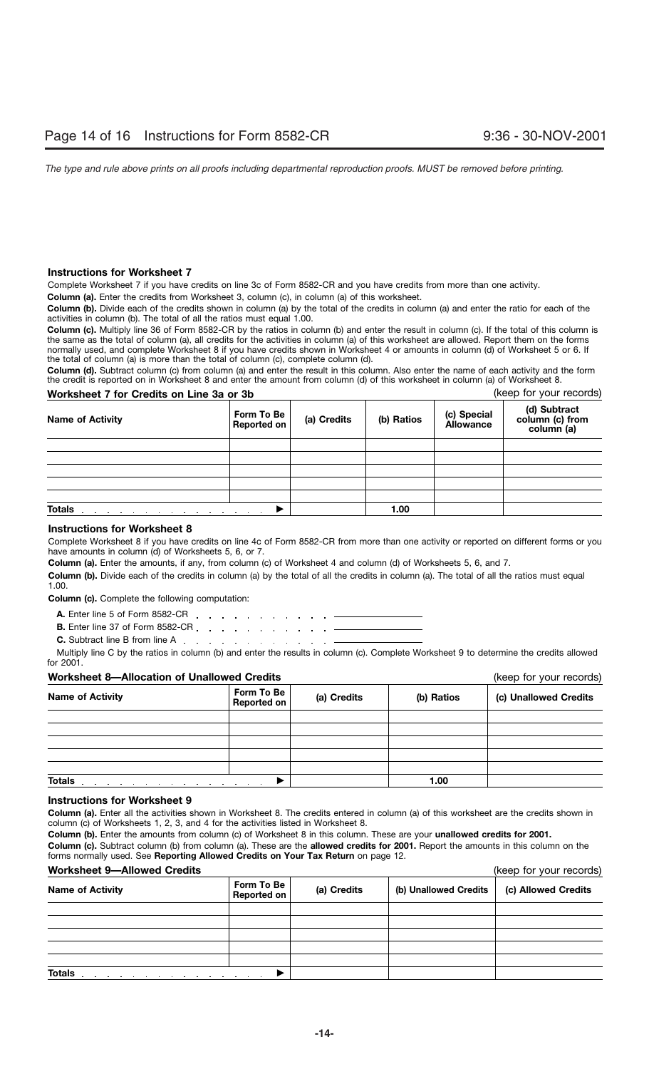### Instructions for Worksheet 7

Complete Worksheet 7 if you have credits on line 3c of Form 8582-CR and you have credits from more than one activity.

**Column (a).** Enter the credits from Worksheet 3, column (c), in column (a) of this worksheet.

**Column (b).** Divide each of the credits shown in column (a) by the total of the credits in column (a) and enter the ratio for each of the activities in column (b). The total of all the ratios must equal 1.00.

**Column (c).** Multiply line 36 of Form 8582-CR by the ratios in column (b) and enter the result in column (c). If the total of this column is the same as the total of column (a), all credits for the activities in column (a) of this worksheet are allowed. Report them on the forms normally used, and complete Worksheet 8 if you have credits shown in Worksheet 4 or amounts in column (d) of Worksheet 5 or 6. If the total of column (a) is more than the total of column (c), complete column (d).

**Column (d).** Subtract column (c) from column (a) and enter the result in this column. Also enter the name of each activity and the form the credit is reported on in Worksheet 8 and enter the amount from column (d) of this worksheet in column (a) of Worksheet 8.

**Worksheet 7 for Credits on Line 3a or 3b** (keep for your records)

| Name of Activity | Form To Be Reported on | (a) Credits | (b) Ratios | (c) Special Allowance | (d) Subtract column (c) from column (a) |
|---|---|---|---|---|---|
| | | | | | |
| | | | | | |
| | | | | | |
| | | | | | |
| | | | | | |
| **Totals** ▶ | | | 1.00 | | |

### Instructions for Worksheet 8

Complete Worksheet 8 if you have credits on line 4c of Form 8582-CR from more than one activity or reported on different forms or you have amounts in column (d) of Worksheets 5, 6, or 7.

**Column (a).** Enter the amounts, if any, from column (c) of Worksheet 4 and column (d) of Worksheets 5, 6, and 7.

**Column (b).** Divide each of the credits in column (a) by the total of all the credits in column (a). The total of all the ratios must equal 1.00.

**Column (c).** Complete the following computation:

**A.** Enter line 5 of Form 8582-CR . . . . . . . . . . . . ______

**B.** Enter line 37 of Form 8582-CR . . . . . . . . . . . . ______

**C.** Subtract line B from line A . . . . . . . . . . . . ______

Multiply line C by the ratios in column (b) and enter the results in column (c). Complete Worksheet 9 to determine the credits allowed for 2001.

**Worksheet 8—Allocation of Unallowed Credits** (keep for your records)

| Name of Activity | Form To Be Reported on | (a) Credits | (b) Ratios | (c) Unallowed Credits |
|---|---|---|---|---|
| | | | | |
| | | | | |
| | | | | |
| | | | | |
| | | | | |
| **Totals** ▶ | | | 1.00 | |

### Instructions for Worksheet 9

**Column (a).** Enter all the activities shown in Worksheet 8. The credits entered in column (a) of this worksheet are the credits shown in column (c) of Worksheets 1, 2, 3, and 4 for the activities listed in Worksheet 8.

**Column (b).** Enter the amounts from column (c) of Worksheet 8 in this column. These are your **unallowed credits for 2001.**

**Column (c).** Subtract column (b) from column (a). These are the **allowed credits for 2001.** Report the amounts in this column on the forms normally used. See **Reporting Allowed Credits on Your Tax Return** on page 12.

**Worksheet 9—Allowed Credits** (keep for your records)

| Name of Activity | Form To Be Reported on | (a) Credits | (b) Unallowed Credits | (c) Allowed Credits |
|---|---|---|---|---|
| | | | | |
| | | | | |
| | | | | |
| | | | | |
| | | | | |
| **Totals** ▶ | | | | |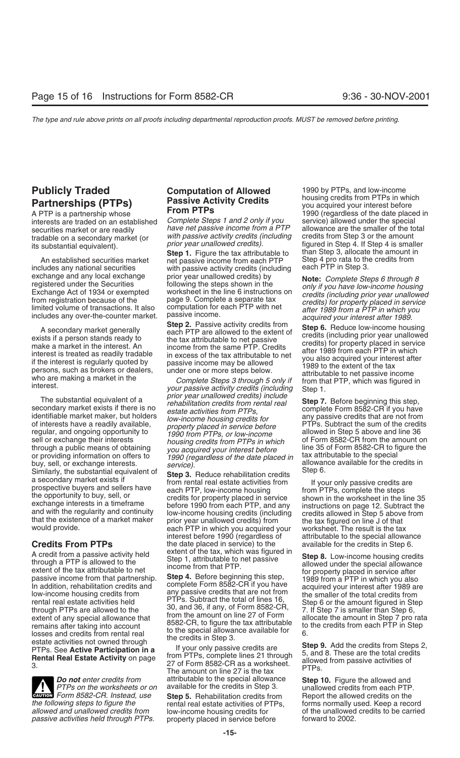## Publicly Traded Partnerships (PTPs)

A PTP is a partnership whose interests are traded on an established securities market or are readily tradable on a secondary market (or its substantial equivalent).

An established securities market includes any national securities exchange and any local exchange registered under the Securities Exchange Act of 1934 or exempted from registration because of the limited volume of transactions. It also includes any over-the-counter market.

A secondary market generally exists if a person stands ready to make a market in the interest. An interest is treated as readily tradable if the interest is regularly quoted by persons, such as brokers or dealers, who are making a market in the interest.

The substantial equivalent of a secondary market exists if there is no identifiable market maker, but holders of interests have a readily available, regular, and ongoing opportunity to sell or exchange their interests through a public means of obtaining or providing information on offers to buy, sell, or exchange interests. Similarly, the substantial equivalent of a secondary market exists if prospective buyers and sellers have the opportunity to buy, sell, or exchange interests in a timeframe and with the regularity and continuity that the existence of a market maker would provide.

### Credits From PTPs

A credit from a passive activity held through a PTP is allowed to the extent of the tax attributable to net passive income from that partnership. In addition, rehabilitation credits and low-income housing credits from rental real estate activities held through PTPs are allowed to the extent of any special allowance that remains after taking into account losses and credits from rental real estate activities not owned through PTPs. See **Active Participation in a Rental Real Estate Activity** on page 3.

> **CAUTION:** ***Do not*** *enter credits from PTPs on the worksheets or on Form 8582-CR. Instead, use the following steps to figure the allowed and unallowed credits from passive activities held through PTPs.*

### Computation of Allowed Passive Activity Credits From PTPs

*Complete Steps 1 and 2 only if you have net passive income from a PTP with passive activity credits (including prior year unallowed credits).*

**Step 1.** Figure the tax attributable to net passive income from each PTP with passive activity credits (including prior year unallowed credits) by following the steps shown in the worksheet in the line 6 instructions on page 9. Complete a separate tax computation for each PTP with net passive income.

**Step 2.** Passive activity credits from each PTP are allowed to the extent of the tax attributable to net passive income from the same PTP. Credits in excess of the tax attributable to net passive income may be allowed under one or more steps below.

*Complete Steps 3 through 5 only if your passive activity credits (including prior year unallowed credits) include rehabilitation credits from rental real estate activities from PTPs, low-income housing credits for property placed in service before 1990 from PTPs, or low-income housing credits from PTPs in which you acquired your interest before 1990 (regardless of the date placed in service).*

**Step 3.** Reduce rehabilitation credits from rental real estate activities from each PTP, low-income housing credits for property placed in service before 1990 from each PTP, and any low-income housing credits (including prior year unallowed credits) from each PTP in which you acquired your interest before 1990 (regardless of the date placed in service) to the extent of the tax, which was figured in Step 1, attributable to net passive income from that PTP.

**Step 4.** Before beginning this step, complete Form 8582-CR if you have any passive credits that are not from PTPs. Subtract the total of lines 16, 30, and 36, if any, of Form 8582-CR, from the amount on line 27 of Form 8582-CR, to figure the tax attributable to the special allowance available for the credits in Step 3.

If your only passive credits are from PTPs, complete lines 21 through 27 of Form 8582-CR as a worksheet. The amount on line 27 is the tax attributable to the special allowance available for the credits in Step 3.

**Step 5.** Rehabilitation credits from rental real estate activities of PTPs, low-income housing credits for property placed in service before 1990 by PTPs, and low-income housing credits from PTPs in which you acquired your interest before 1990 (regardless of the date placed in service) allowed under the special allowance are the smaller of the total credits from Step 3 or the amount figured in Step 4. If Step 4 is smaller than Step 3, allocate the amount in Step 4 pro rata to the credits from each PTP in Step 3.

**Note:** *Complete Steps 6 through 8 only if you have low-income housing credits (including prior year unallowed credits) for property placed in service after 1989 from a PTP in which you acquired your interest after 1989.*

**Step 6.** Reduce low-income housing credits (including prior year unallowed credits) for property placed in service after 1989 from each PTP in which you also acquired your interest after 1989 to the extent of the tax attributable to net passive income from that PTP, which was figured in Step 1.

**Step 7.** Before beginning this step, complete Form 8582-CR if you have any passive credits that are not from PTPs. Subtract the sum of the credits allowed in Step 5 above and line 36 of Form 8582-CR from the amount on line 35 of Form 8582-CR to figure the tax attributable to the special allowance available for the credits in Step 6.

If your only passive credits are from PTPs, complete the steps shown in the worksheet in the line 35 instructions on page 12. Subtract the credits allowed in Step 5 above from the tax figured on line J of that worksheet. The result is the tax attributable to the special allowance available for the credits in Step 6.

**Step 8.** Low-income housing credits allowed under the special allowance for property placed in service after 1989 from a PTP in which you also acquired your interest after 1989 are the smaller of the total credits from Step 6 or the amount figured in Step 7. If Step 7 is smaller than Step 6, allocate the amount in Step 7 pro rata to the credits from each PTP in Step 6.

**Step 9.** Add the credits from Steps 2, 5, and 8. These are the total credits allowed from passive activities of PTPs.

**Step 10.** Figure the allowed and unallowed credits from each PTP. Report the allowed credits on the forms normally used. Keep a record of the unallowed credits to be carried forward to 2002.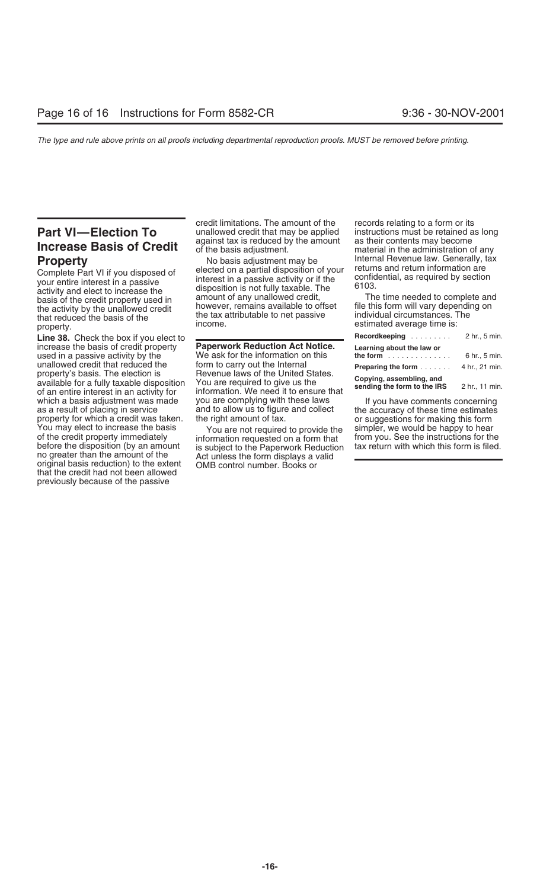## Part VI—Election To Increase Basis of Credit Property

Complete Part VI if you disposed of your entire interest in a passive activity and elect to increase the basis of the credit property used in the activity by the unallowed credit that reduced the basis of the property.

**Line 38.** Check the box if you elect to increase the basis of credit property used in a passive activity by the unallowed credit that reduced the property's basis. The election is available for a fully taxable disposition of an entire interest in an activity for which a basis adjustment was made as a result of placing in service property for which a credit was taken. You may elect to increase the basis of the credit property immediately before the disposition (by an amount no greater than the amount of the original basis reduction) to the extent that the credit had not been allowed previously because of the passive credit limitations. The amount of the unallowed credit that may be applied against tax is reduced by the amount of the basis adjustment.

No basis adjustment may be elected on a partial disposition of your interest in a passive activity or if the disposition is not fully taxable. The amount of any unallowed credit, however, remains available to offset the tax attributable to net passive income.

**Paperwork Reduction Act Notice.** We ask for the information on this form to carry out the Internal Revenue laws of the United States. You are required to give us the information. We need it to ensure that you are complying with these laws and to allow us to figure and collect the right amount of tax.

You are not required to provide the information requested on a form that is subject to the Paperwork Reduction Act unless the form displays a valid OMB control number. Books or records relating to a form or its instructions must be retained as long as their contents may become material in the administration of any Internal Revenue law. Generally, tax returns and return information are confidential, as required by section 6103.

The time needed to complete and file this form will vary depending on individual circumstances. The estimated average time is:

| | |
|---|---|
| **Recordkeeping** | 2 hr., 5 min. |
| **Learning about the law or the form** | 6 hr., 5 min. |
| **Preparing the form** | 4 hr., 21 min. |
| **Copying, assembling, and sending the form to the IRS** | 2 hr., 11 min. |

If you have comments concerning the accuracy of these time estimates or suggestions for making this form simpler, we would be happy to hear from you. See the instructions for the tax return with which this form is filed.